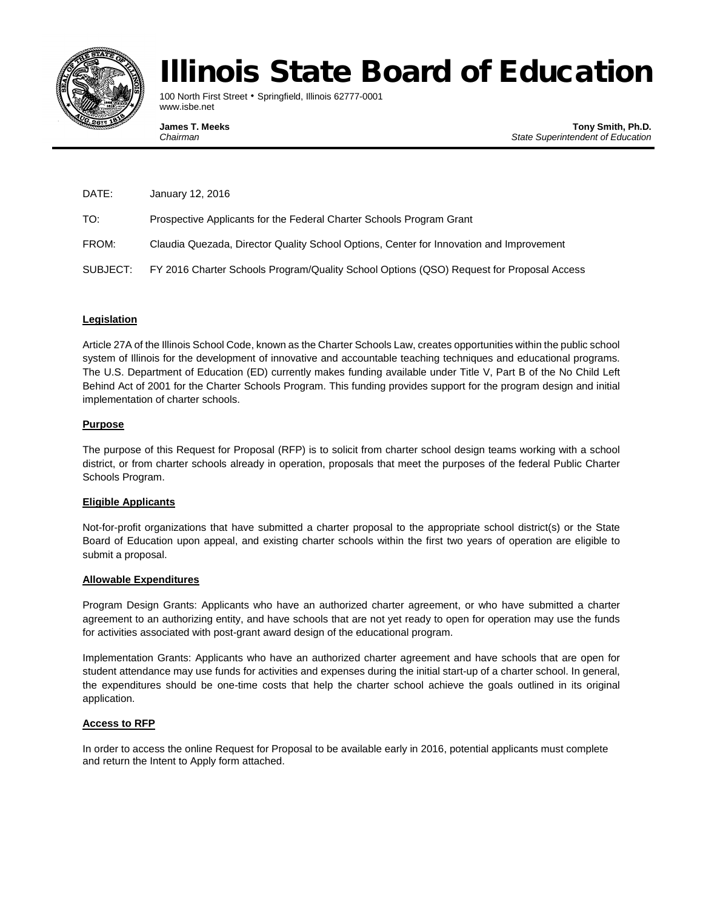# Illinois State Board of Education

100 North First Street • Springfield, Illinois 62777-0001
www.isbe.net

**James T. Meeks**
*Chairman*

**Tony Smith, Ph.D.**
*State Superintendent of Education*

---

DATE: January 12, 2016

TO: Prospective Applicants for the Federal Charter Schools Program Grant

FROM: Claudia Quezada, Director Quality School Options, Center for Innovation and Improvement

SUBJECT: FY 2016 Charter Schools Program/Quality School Options (QSO) Request for Proposal Access

**Legislation**

Article 27A of the Illinois School Code, known as the Charter Schools Law, creates opportunities within the public school system of Illinois for the development of innovative and accountable teaching techniques and educational programs. The U.S. Department of Education (ED) currently makes funding available under Title V, Part B of the No Child Left Behind Act of 2001 for the Charter Schools Program. This funding provides support for the program design and initial implementation of charter schools.

**Purpose**

The purpose of this Request for Proposal (RFP) is to solicit from charter school design teams working with a school district, or from charter schools already in operation, proposals that meet the purposes of the federal Public Charter Schools Program.

**Eligible Applicants**

Not-for-profit organizations that have submitted a charter proposal to the appropriate school district(s) or the State Board of Education upon appeal, and existing charter schools within the first two years of operation are eligible to submit a proposal.

**Allowable Expenditures**

Program Design Grants: Applicants who have an authorized charter agreement, or who have submitted a charter agreement to an authorizing entity, and have schools that are not yet ready to open for operation may use the funds for activities associated with post-grant award design of the educational program.

Implementation Grants: Applicants who have an authorized charter agreement and have schools that are open for student attendance may use funds for activities and expenses during the initial start-up of a charter school. In general, the expenditures should be one-time costs that help the charter school achieve the goals outlined in its original application.

**Access to RFP**

In order to access the online Request for Proposal to be available early in 2016, potential applicants must complete and return the Intent to Apply form attached.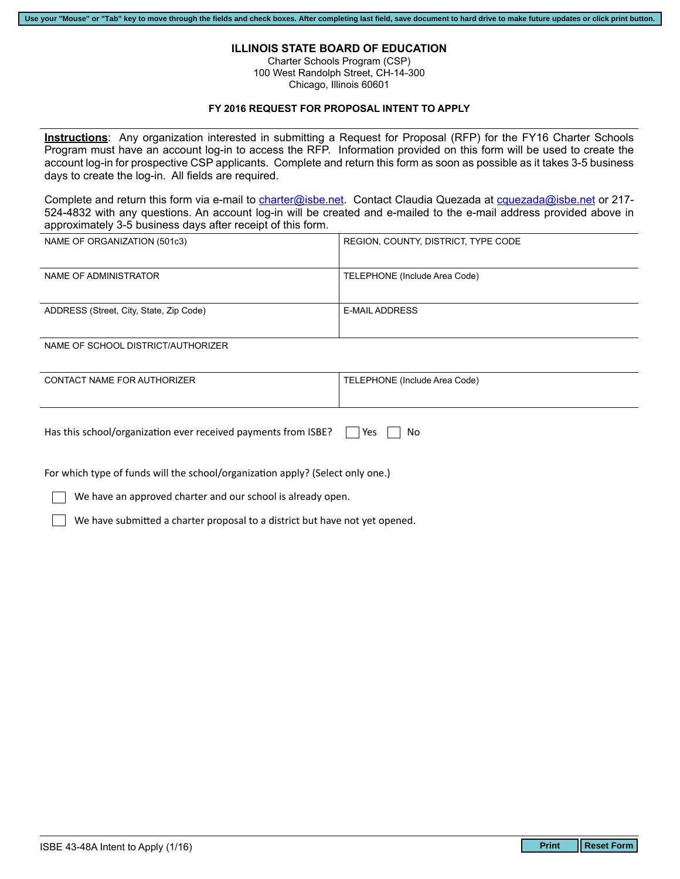Use your "Mouse" or "Tab" key to move through the fields and check boxes. After completing last field, save document to hard drive to make future updates or click print button.

**ILLINOIS STATE BOARD OF EDUCATION**

Charter Schools Program (CSP)
100 West Randolph Street, CH-14-300
Chicago, Illinois 60601

**FY 2016 REQUEST FOR PROPOSAL INTENT TO APPLY**

**Instructions**: Any organization interested in submitting a Request for Proposal (RFP) for the FY16 Charter Schools Program must have an account log-in to access the RFP. Information provided on this form will be used to create the account log-in for prospective CSP applicants. Complete and return this form as soon as possible as it takes 3-5 business days to create the log-in. All fields are required.

Complete and return this form via e-mail to charter@isbe.net. Contact Claudia Quezada at cquezada@isbe.net or 217-524-4832 with any questions. An account log-in will be created and e-mailed to the e-mail address provided above in approximately 3-5 business days after receipt of this form.

| | |
|---|---|
| NAME OF ORGANIZATION (501c3) | REGION, COUNTY, DISTRICT, TYPE CODE |
| NAME OF ADMINISTRATOR | TELEPHONE (Include Area Code) |
| ADDRESS (Street, City, State, Zip Code) | E-MAIL ADDRESS |
| NAME OF SCHOOL DISTRICT/AUTHORIZER | |
| CONTACT NAME FOR AUTHORIZER | TELEPHONE (Include Area Code) |

Has this school/organization ever received payments from ISBE? ☐ Yes ☐ No

For which type of funds will the school/organization apply? (Select only one.)

☐ We have an approved charter and our school is already open.

☐ We have submitted a charter proposal to a district but have not yet opened.

ISBE 43-48A Intent to Apply (1/16)

Print | Reset Form